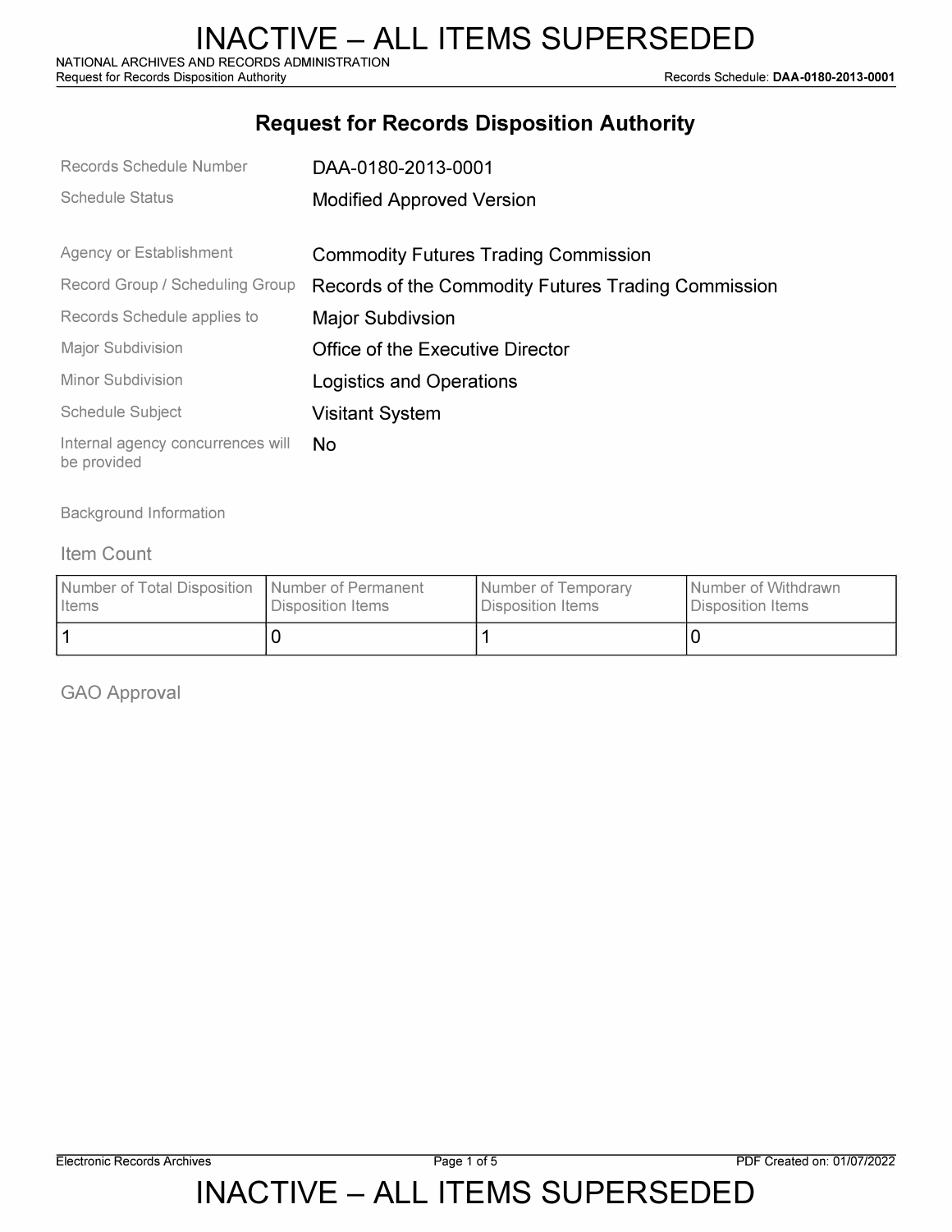# INACTIVE – ALL ITEMS SUPERSEDED

NATIONAL ARCHIVES AND RECORDS ADMINISTRATION
Request for Records Disposition Authority

Records Schedule: **DAA-0180-2013-0001**

## Request for Records Disposition Authority

| | |
|---|---|
| Records Schedule Number | DAA-0180-2013-0001 |
| Schedule Status | Modified Approved Version |
| Agency or Establishment | Commodity Futures Trading Commission |
| Record Group / Scheduling Group | Records of the Commodity Futures Trading Commission |
| Records Schedule applies to | Major Subdivsion |
| Major Subdivision | Office of the Executive Director |
| Minor Subdivision | Logistics and Operations |
| Schedule Subject | Visitant System |
| Internal agency concurrences will be provided | No |

Background Information

### Item Count

| Number of Total Disposition Items | Number of Permanent Disposition Items | Number of Temporary Disposition Items | Number of Withdrawn Disposition Items |
|---|---|---|---|
| 1 | 0 | 1 | 0 |

### GAO Approval

# INACTIVE – ALL ITEMS SUPERSEDED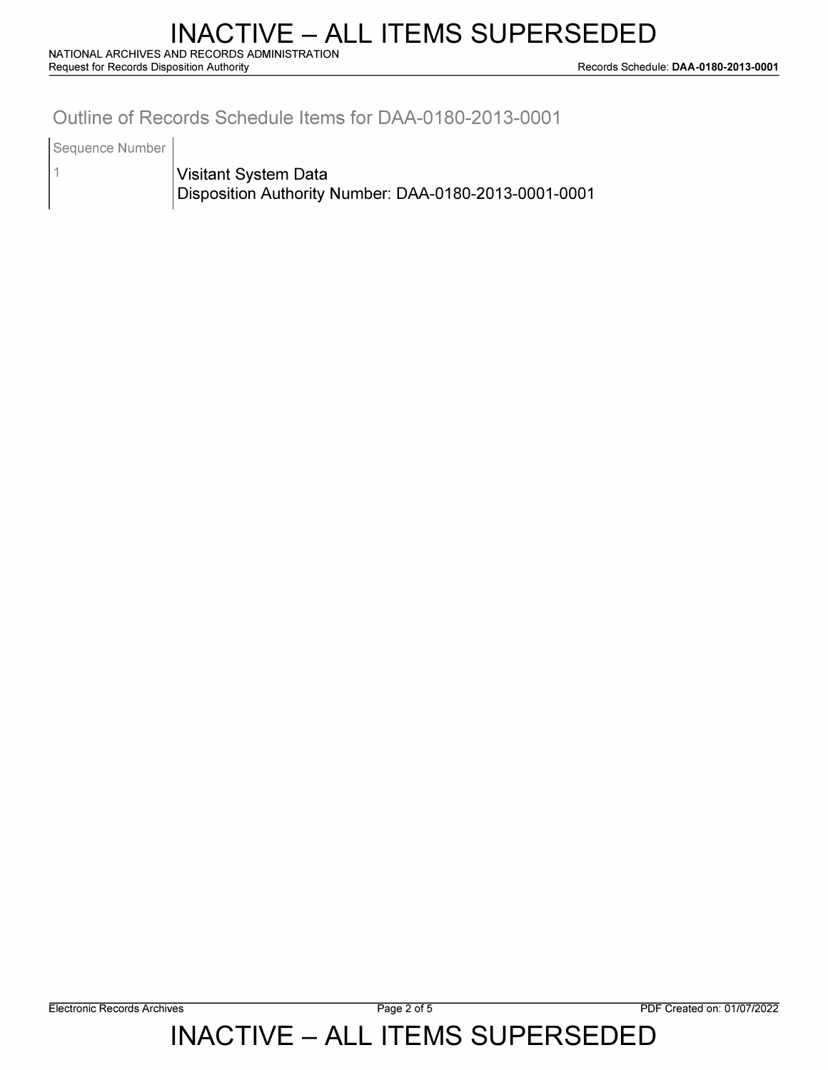## Outline of Records Schedule Items for DAA-0180-2013-0001

| Sequence Number | |
|---|---|
| 1 | Visitant System Data<br>Disposition Authority Number: DAA-0180-2013-0001-0001 |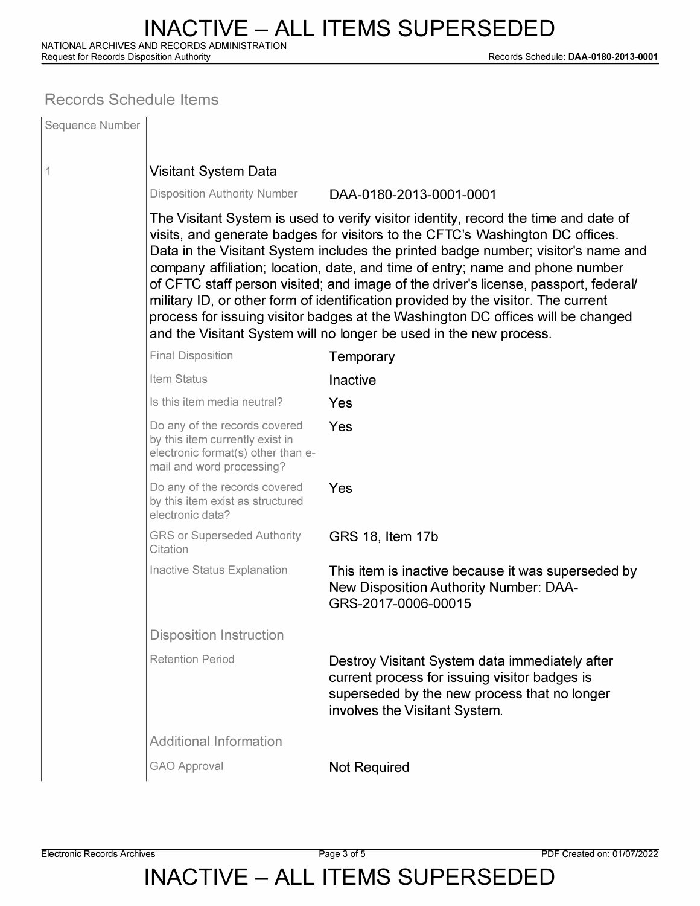## Records Schedule Items

| Sequence Number | | |
|---|---|---|
| 1 | **Visitant System Data** | |
| | Disposition Authority Number | DAA-0180-2013-0001-0001 |
| | The Visitant System is used to verify visitor identity, record the time and date of visits, and generate badges for visitors to the CFTC's Washington DC offices. Data in the Visitant System includes the printed badge number; visitor's name and company affiliation; location, date, and time of entry; name and phone number of CFTC staff person visited; and image of the driver's license, passport, federal/ military ID, or other form of identification provided by the visitor. The current process for issuing visitor badges at the Washington DC offices will be changed and the Visitant System will no longer be used in the new process. | |
| | Final Disposition | Temporary |
| | Item Status | Inactive |
| | Is this item media neutral? | Yes |
| | Do any of the records covered by this item currently exist in electronic format(s) other than e-mail and word processing? | Yes |
| | Do any of the records covered by this item exist as structured electronic data? | Yes |
| | GRS or Superseded Authority Citation | GRS 18, Item 17b |
| | Inactive Status Explanation | This item is inactive because it was superseded by New Disposition Authority Number: DAA-GRS-2017-0006-00015 |
| | **Disposition Instruction** | |
| | Retention Period | Destroy Visitant System data immediately after current process for issuing visitor badges is superseded by the new process that no longer involves the Visitant System. |
| | **Additional Information** | |
| | GAO Approval | Not Required |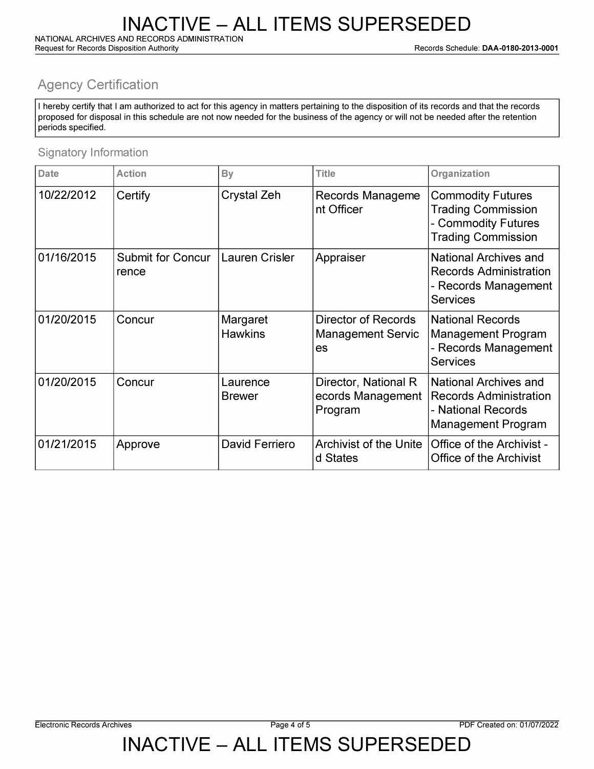## Agency Certification

I hereby certify that I am authorized to act for this agency in matters pertaining to the disposition of its records and that the records proposed for disposal in this schedule are not now needed for the business of the agency or will not be needed after the retention periods specified.

### Signatory Information

| Date | Action | By | Title | Organization |
|---|---|---|---|---|
| 10/22/2012 | Certify | Crystal Zeh | Records Management Officer | Commodity Futures Trading Commission - Commodity Futures Trading Commission |
| 01/16/2015 | Submit for Concurrence | Lauren Crisler | Appraiser | National Archives and Records Administration - Records Management Services |
| 01/20/2015 | Concur | Margaret Hawkins | Director of Records Management Services | National Records Management Program - Records Management Services |
| 01/20/2015 | Concur | Laurence Brewer | Director, National Records Management Program | National Archives and Records Administration - National Records Management Program |
| 01/21/2015 | Approve | David Ferriero | Archivist of the United States | Office of the Archivist - Office of the Archivist |